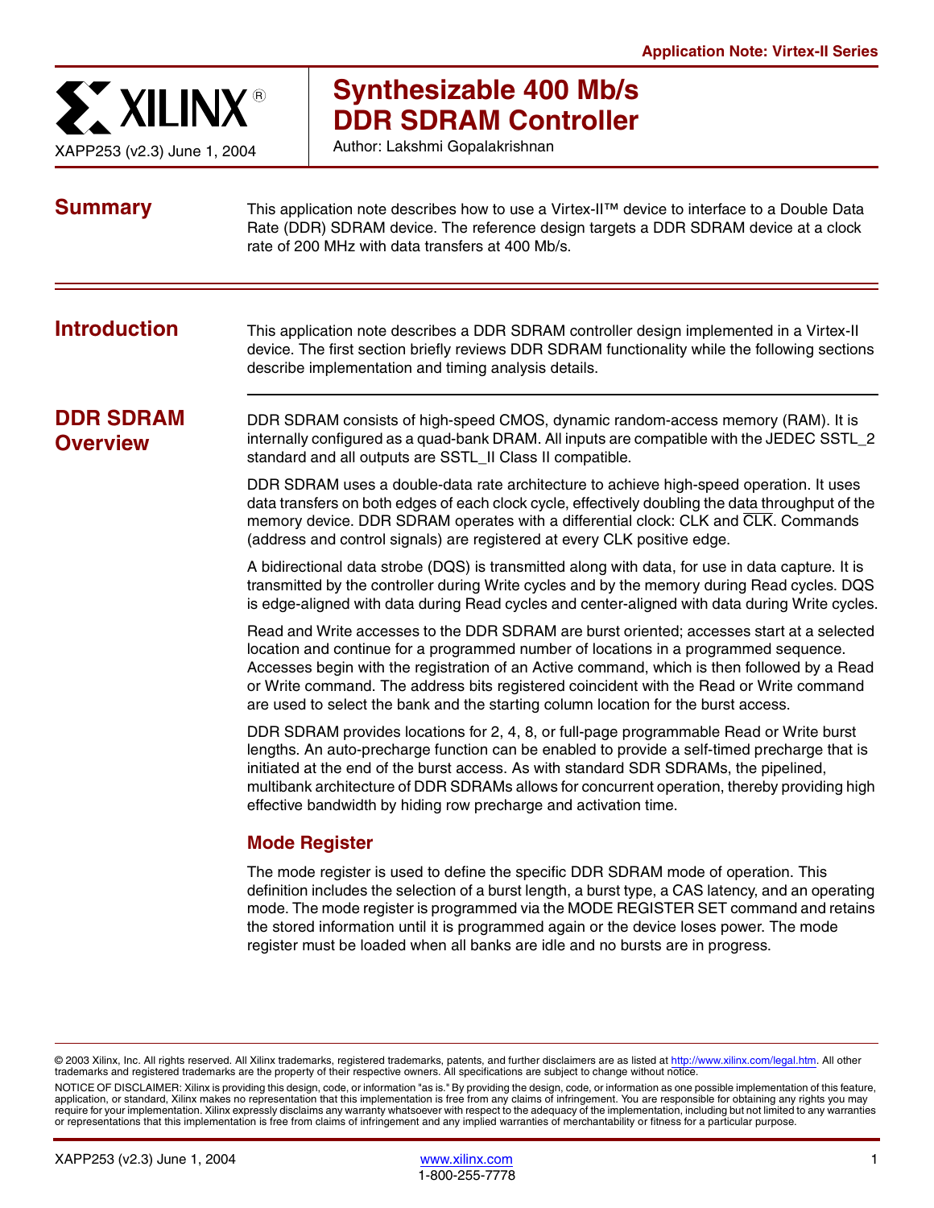Application Note: Virtex-II Series

XAPP253 (v2.3) June 1, 2004

# Synthesizable 400 Mb/s DDR SDRAM Controller

Author: Lakshmi Gopalakrishnan

## Summary

This application note describes how to use a Virtex-II™ device to interface to a Double Data Rate (DDR) SDRAM device. The reference design targets a DDR SDRAM device at a clock rate of 200 MHz with data transfers at 400 Mb/s.

## Introduction

This application note describes a DDR SDRAM controller design implemented in a Virtex-II device. The first section briefly reviews DDR SDRAM functionality while the following sections describe implementation and timing analysis details.

## DDR SDRAM Overview

DDR SDRAM consists of high-speed CMOS, dynamic random-access memory (RAM). It is internally configured as a quad-bank DRAM. All inputs are compatible with the JEDEC SSTL_2 standard and all outputs are SSTL_II Class II compatible.

DDR SDRAM uses a double-data rate architecture to achieve high-speed operation. It uses data transfers on both edges of each clock cycle, effectively doubling the data throughput of the memory device. DDR SDRAM operates with a differential clock: CLK and $\overline{\text{CLK}}$. Commands (address and control signals) are registered at every CLK positive edge.

A bidirectional data strobe (DQS) is transmitted along with data, for use in data capture. It is transmitted by the controller during Write cycles and by the memory during Read cycles. DQS is edge-aligned with data during Read cycles and center-aligned with data during Write cycles.

Read and Write accesses to the DDR SDRAM are burst oriented; accesses start at a selected location and continue for a programmed number of locations in a programmed sequence. Accesses begin with the registration of an Active command, which is then followed by a Read or Write command. The address bits registered coincident with the Read or Write command are used to select the bank and the starting column location for the burst access.

DDR SDRAM provides locations for 2, 4, 8, or full-page programmable Read or Write burst lengths. An auto-precharge function can be enabled to provide a self-timed precharge that is initiated at the end of the burst access. As with standard SDR SDRAMs, the pipelined, multibank architecture of DDR SDRAMs allows for concurrent operation, thereby providing high effective bandwidth by hiding row precharge and activation time.

### Mode Register

The mode register is used to define the specific DDR SDRAM mode of operation. This definition includes the selection of a burst length, a burst type, a CAS latency, and an operating mode. The mode register is programmed via the MODE REGISTER SET command and retains the stored information until it is programmed again or the device loses power. The mode register must be loaded when all banks are idle and no bursts are in progress.

© 2003 Xilinx, Inc. All rights reserved. All Xilinx trademarks, registered trademarks, patents, and further disclaimers are as listed at http://www.xilinx.com/legal.htm. All other trademarks and registered trademarks are the property of their respective owners. All specifications are subject to change without notice.

NOTICE OF DISCLAIMER: Xilinx is providing this design, code, or information "as is." By providing the design, code, or information as one possible implementation of this feature, application, or standard, Xilinx makes no representation that this implementation is free from any claims of infringement. You are responsible for obtaining any rights you may require for your implementation. Xilinx expressly disclaims any warranty whatsoever with respect to the adequacy of the implementation, including but not limited to any warranties or representations that this implementation is free from claims of infringement and any implied warranties of merchantability or fitness for a particular purpose.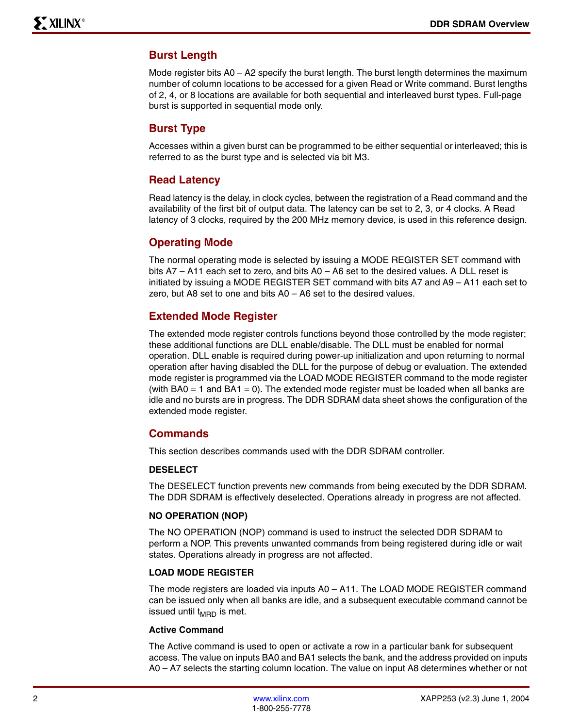## Burst Length

Mode register bits A0 – A2 specify the burst length. The burst length determines the maximum number of column locations to be accessed for a given Read or Write command. Burst lengths of 2, 4, or 8 locations are available for both sequential and interleaved burst types. Full-page burst is supported in sequential mode only.

## Burst Type

Accesses within a given burst can be programmed to be either sequential or interleaved; this is referred to as the burst type and is selected via bit M3.

## Read Latency

Read latency is the delay, in clock cycles, between the registration of a Read command and the availability of the first bit of output data. The latency can be set to 2, 3, or 4 clocks. A Read latency of 3 clocks, required by the 200 MHz memory device, is used in this reference design.

## Operating Mode

The normal operating mode is selected by issuing a MODE REGISTER SET command with bits A7 – A11 each set to zero, and bits A0 – A6 set to the desired values. A DLL reset is initiated by issuing a MODE REGISTER SET command with bits A7 and A9 – A11 each set to zero, but A8 set to one and bits A0 – A6 set to the desired values.

## Extended Mode Register

The extended mode register controls functions beyond those controlled by the mode register; these additional functions are DLL enable/disable. The DLL must be enabled for normal operation. DLL enable is required during power-up initialization and upon returning to normal operation after having disabled the DLL for the purpose of debug or evaluation. The extended mode register is programmed via the LOAD MODE REGISTER command to the mode register (with BA0 = 1 and BA1 = 0). The extended mode register must be loaded when all banks are idle and no bursts are in progress. The DDR SDRAM data sheet shows the configuration of the extended mode register.

## Commands

This section describes commands used with the DDR SDRAM controller.

#### DESELECT

The DESELECT function prevents new commands from being executed by the DDR SDRAM. The DDR SDRAM is effectively deselected. Operations already in progress are not affected.

#### NO OPERATION (NOP)

The NO OPERATION (NOP) command is used to instruct the selected DDR SDRAM to perform a NOP. This prevents unwanted commands from being registered during idle or wait states. Operations already in progress are not affected.

#### LOAD MODE REGISTER

The mode registers are loaded via inputs A0 – A11. The LOAD MODE REGISTER command can be issued only when all banks are idle, and a subsequent executable command cannot be issued until $t_{MRD}$ is met.

#### Active Command

The Active command is used to open or activate a row in a particular bank for subsequent access. The value on inputs BA0 and BA1 selects the bank, and the address provided on inputs A0 – A7 selects the starting column location. The value on input A8 determines whether or not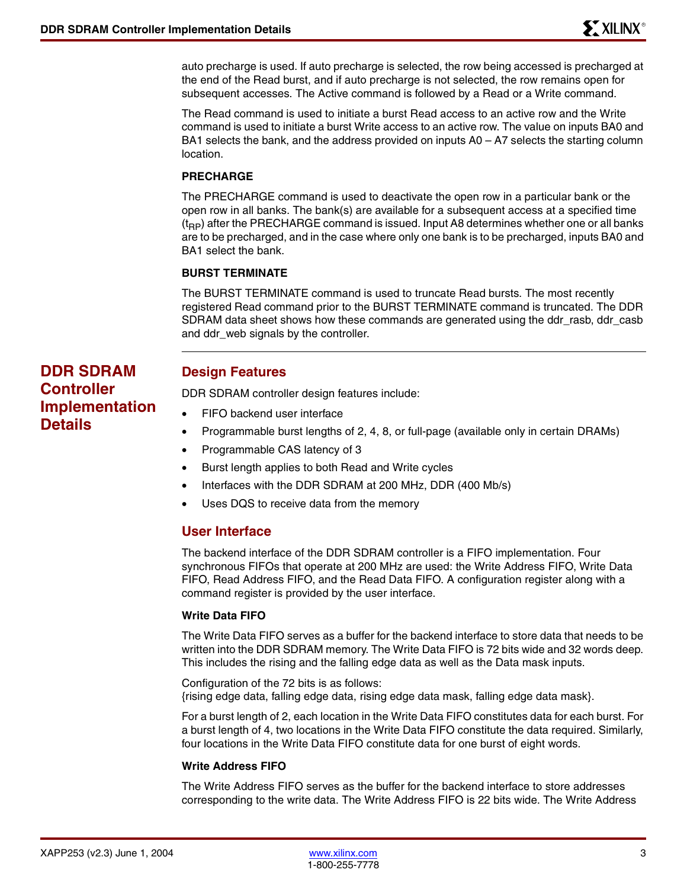auto precharge is used. If auto precharge is selected, the row being accessed is precharged at the end of the Read burst, and if auto precharge is not selected, the row remains open for subsequent accesses. The Active command is followed by a Read or a Write command.

The Read command is used to initiate a burst Read access to an active row and the Write command is used to initiate a burst Write access to an active row. The value on inputs BA0 and BA1 selects the bank, and the address provided on inputs A0 – A7 selects the starting column location.

#### PRECHARGE

The PRECHARGE command is used to deactivate the open row in a particular bank or the open row in all banks. The bank(s) are available for a subsequent access at a specified time ($t_{RP}$) after the PRECHARGE command is issued. Input A8 determines whether one or all banks are to be precharged, and in the case where only one bank is to be precharged, inputs BA0 and BA1 select the bank.

#### BURST TERMINATE

The BURST TERMINATE command is used to truncate Read bursts. The most recently registered Read command prior to the BURST TERMINATE command is truncated. The DDR SDRAM data sheet shows how these commands are generated using the ddr_rasb, ddr_casb and ddr_web signals by the controller.

## DDR SDRAM Controller Implementation Details

### Design Features

DDR SDRAM controller design features include:

- FIFO backend user interface
- Programmable burst lengths of 2, 4, 8, or full-page (available only in certain DRAMs)
- Programmable CAS latency of 3
- Burst length applies to both Read and Write cycles
- Interfaces with the DDR SDRAM at 200 MHz, DDR (400 Mb/s)
- Uses DQS to receive data from the memory

### User Interface

The backend interface of the DDR SDRAM controller is a FIFO implementation. Four synchronous FIFOs that operate at 200 MHz are used: the Write Address FIFO, Write Data FIFO, Read Address FIFO, and the Read Data FIFO. A configuration register along with a command register is provided by the user interface.

#### Write Data FIFO

The Write Data FIFO serves as a buffer for the backend interface to store data that needs to be written into the DDR SDRAM memory. The Write Data FIFO is 72 bits wide and 32 words deep. This includes the rising and the falling edge data as well as the Data mask inputs.

Configuration of the 72 bits is as follows:
{rising edge data, falling edge data, rising edge data mask, falling edge data mask}.

For a burst length of 2, each location in the Write Data FIFO constitutes data for each burst. For a burst length of 4, two locations in the Write Data FIFO constitute the data required. Similarly, four locations in the Write Data FIFO constitute data for one burst of eight words.

#### Write Address FIFO

The Write Address FIFO serves as the buffer for the backend interface to store addresses corresponding to the write data. The Write Address FIFO is 22 bits wide. The Write Address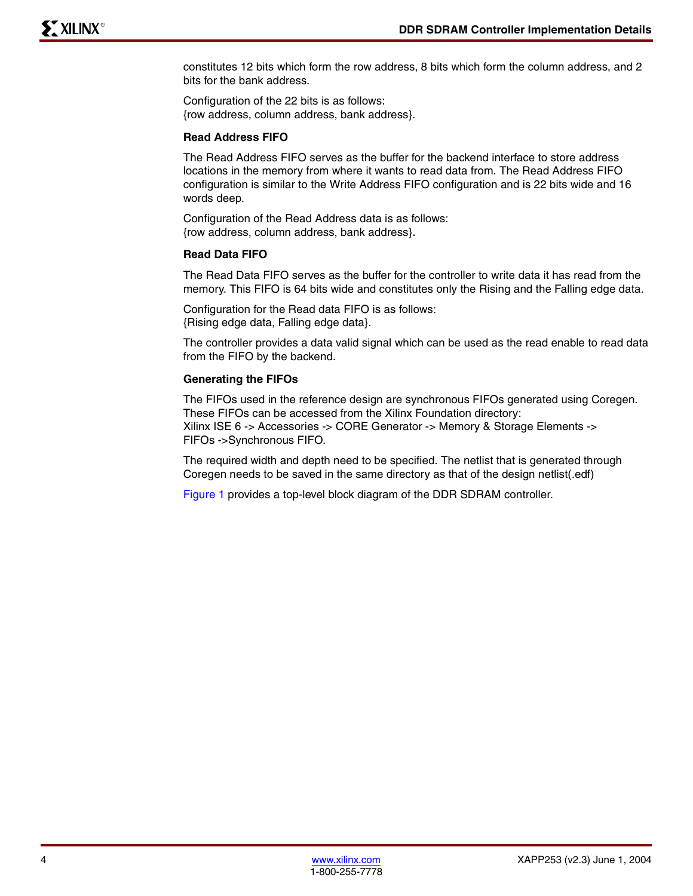constitutes 12 bits which form the row address, 8 bits which form the column address, and 2 bits for the bank address.

Configuration of the 22 bits is as follows:
{row address, column address, bank address}.

**Read Address FIFO**

The Read Address FIFO serves as the buffer for the backend interface to store address locations in the memory from where it wants to read data from. The Read Address FIFO configuration is similar to the Write Address FIFO configuration and is 22 bits wide and 16 words deep.

Configuration of the Read Address data is as follows:
{row address, column address, bank address}.

**Read Data FIFO**

The Read Data FIFO serves as the buffer for the controller to write data it has read from the memory. This FIFO is 64 bits wide and constitutes only the Rising and the Falling edge data.

Configuration for the Read data FIFO is as follows:
{Rising edge data, Falling edge data}.

The controller provides a data valid signal which can be used as the read enable to read data from the FIFO by the backend.

**Generating the FIFOs**

The FIFOs used in the reference design are synchronous FIFOs generated using Coregen. These FIFOs can be accessed from the Xilinx Foundation directory:
Xilinx ISE 6 -> Accessories -> CORE Generator -> Memory & Storage Elements -> FIFOs ->Synchronous FIFO.

The required width and depth need to be specified. The netlist that is generated through Coregen needs to be saved in the same directory as that of the design netlist(.edf)

Figure 1 provides a top-level block diagram of the DDR SDRAM controller.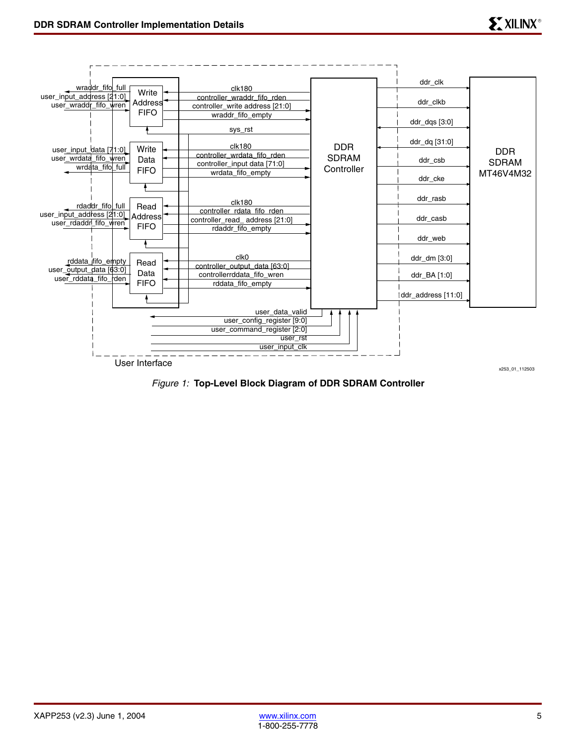*Figure 1:* **Top-Level Block Diagram of DDR SDRAM Controller**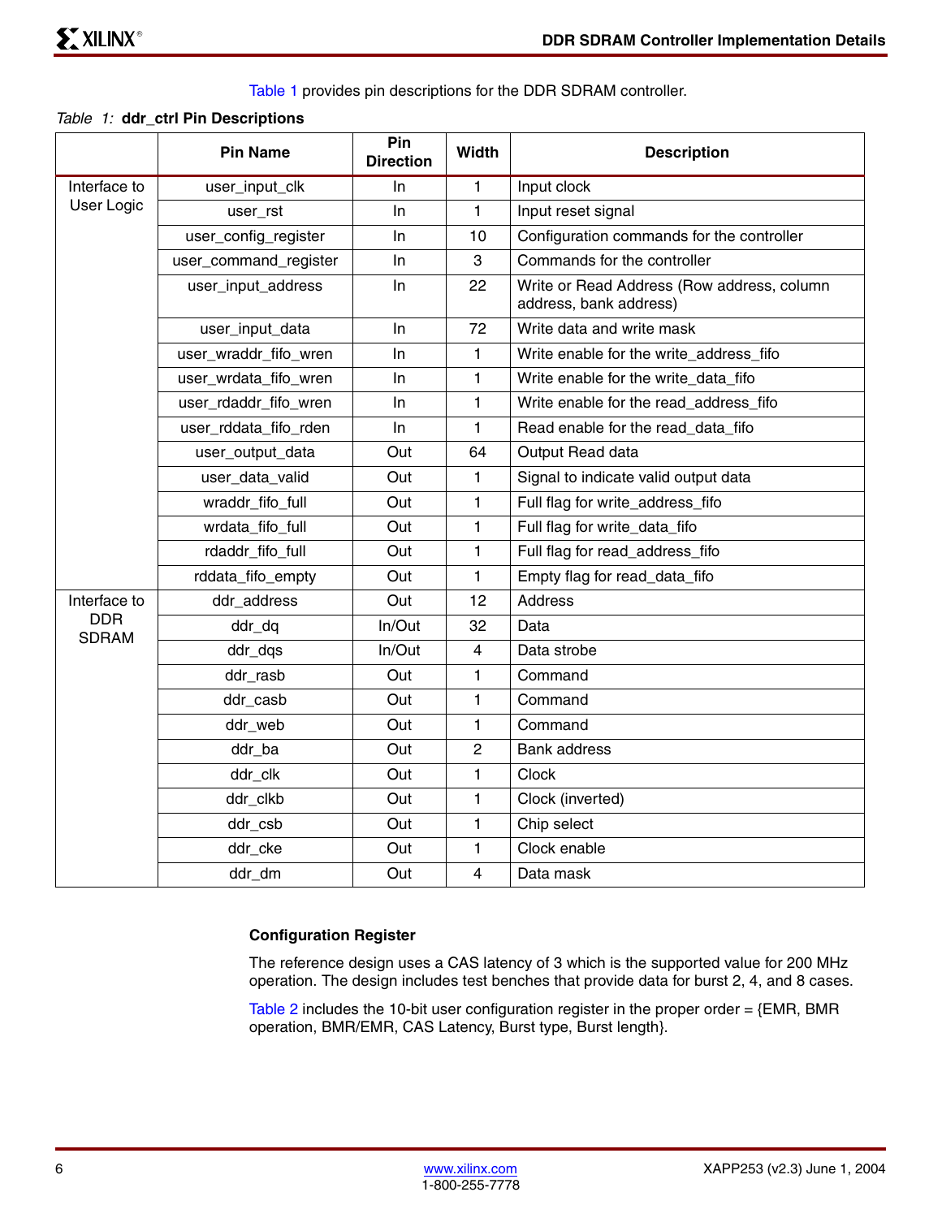Table 1 provides pin descriptions for the DDR SDRAM controller.

*Table 1:* **ddr_ctrl Pin Descriptions**

| | Pin Name | Pin Direction | Width | Description |
|---|---|---|---|---|
| Interface to User Logic | user_input_clk | In | 1 | Input clock |
| | user_rst | In | 1 | Input reset signal |
| | user_config_register | In | 10 | Configuration commands for the controller |
| | user_command_register | In | 3 | Commands for the controller |
| | user_input_address | In | 22 | Write or Read Address (Row address, column address, bank address) |
| | user_input_data | In | 72 | Write data and write mask |
| | user_wraddr_fifo_wren | In | 1 | Write enable for the write_address_fifo |
| | user_wrdata_fifo_wren | In | 1 | Write enable for the write_data_fifo |
| | user_rdaddr_fifo_wren | In | 1 | Write enable for the read_address_fifo |
| | user_rddata_fifo_rden | In | 1 | Read enable for the read_data_fifo |
| | user_output_data | Out | 64 | Output Read data |
| | user_data_valid | Out | 1 | Signal to indicate valid output data |
| | wraddr_fifo_full | Out | 1 | Full flag for write_address_fifo |
| | wrdata_fifo_full | Out | 1 | Full flag for write_data_fifo |
| | rdaddr_fifo_full | Out | 1 | Full flag for read_address_fifo |
| | rddata_fifo_empty | Out | 1 | Empty flag for read_data_fifo |
| Interface to DDR SDRAM | ddr_address | Out | 12 | Address |
| | ddr_dq | In/Out | 32 | Data |
| | ddr_dqs | In/Out | 4 | Data strobe |
| | ddr_rasb | Out | 1 | Command |
| | ddr_casb | Out | 1 | Command |
| | ddr_web | Out | 1 | Command |
| | ddr_ba | Out | 2 | Bank address |
| | ddr_clk | Out | 1 | Clock |
| | ddr_clkb | Out | 1 | Clock (inverted) |
| | ddr_csb | Out | 1 | Chip select |
| | ddr_cke | Out | 1 | Clock enable |
| | ddr_dm | Out | 4 | Data mask |

### Configuration Register

The reference design uses a CAS latency of 3 which is the supported value for 200 MHz operation. The design includes test benches that provide data for burst 2, 4, and 8 cases.

Table 2 includes the 10-bit user configuration register in the proper order = {EMR, BMR operation, BMR/EMR, CAS Latency, Burst type, Burst length}.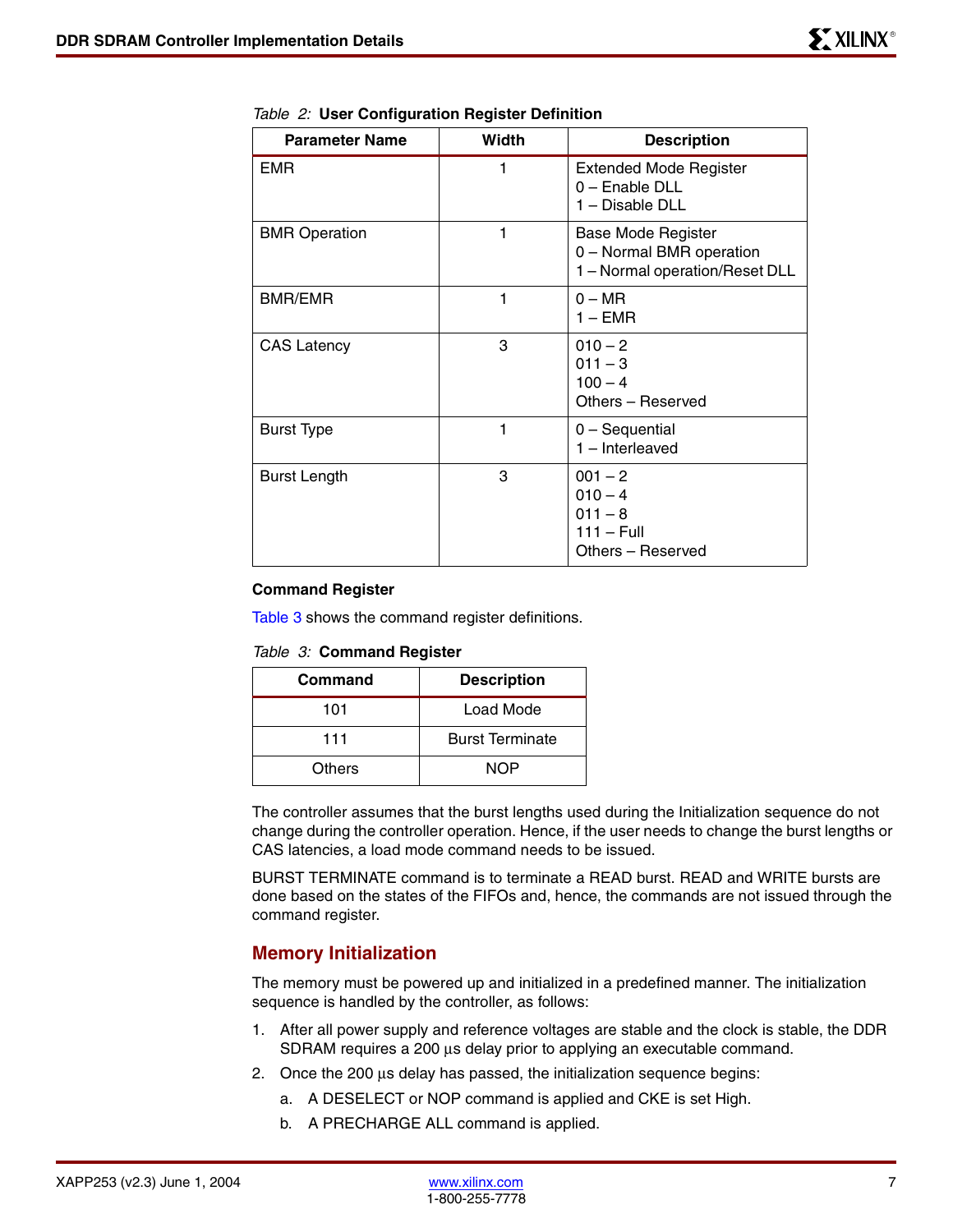*Table 2:* **User Configuration Register Definition**

| Parameter Name | Width | Description |
|---|---|---|
| EMR | 1 | Extended Mode Register<br>0 – Enable DLL<br>1 – Disable DLL |
| BMR Operation | 1 | Base Mode Register<br>0 – Normal BMR operation<br>1 – Normal operation/Reset DLL |
| BMR/EMR | 1 | 0 – MR<br>1 – EMR |
| CAS Latency | 3 | 010 – 2<br>011 – 3<br>100 – 4<br>Others – Reserved |
| Burst Type | 1 | 0 – Sequential<br>1 – Interleaved |
| Burst Length | 3 | 001 – 2<br>010 – 4<br>011 – 8<br>111 – Full<br>Others – Reserved |

**Command Register**

Table 3 shows the command register definitions.

*Table 3:* **Command Register**

| Command | Description |
|---|---|
| 101 | Load Mode |
| 111 | Burst Terminate |
| Others | NOP |

The controller assumes that the burst lengths used during the Initialization sequence do not change during the controller operation. Hence, if the user needs to change the burst lengths or CAS latencies, a load mode command needs to be issued.

BURST TERMINATE command is to terminate a READ burst. READ and WRITE bursts are done based on the states of the FIFOs and, hence, the commands are not issued through the command register.

## Memory Initialization

The memory must be powered up and initialized in a predefined manner. The initialization sequence is handled by the controller, as follows:

1. After all power supply and reference voltages are stable and the clock is stable, the DDR SDRAM requires a 200 µs delay prior to applying an executable command.
2. Once the 200 µs delay has passed, the initialization sequence begins:
   a. A DESELECT or NOP command is applied and CKE is set High.
   b. A PRECHARGE ALL command is applied.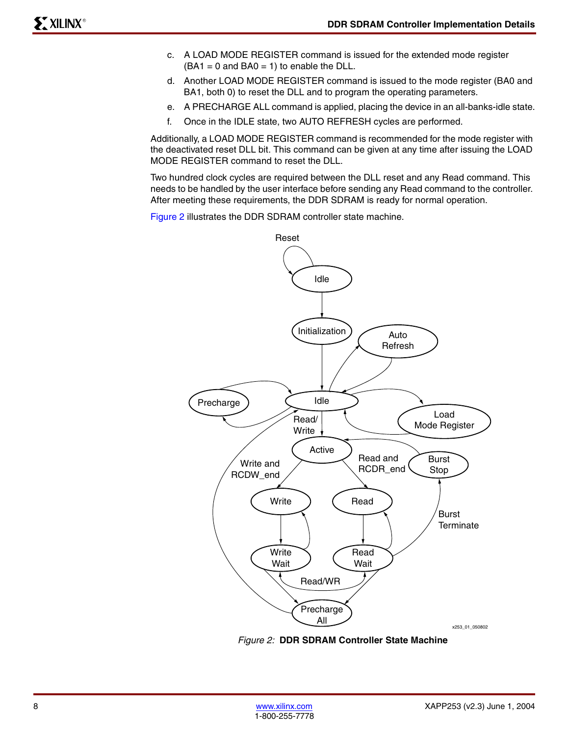c. A LOAD MODE REGISTER command is issued for the extended mode register (BA1 = 0 and BA0 = 1) to enable the DLL.

d. Another LOAD MODE REGISTER command is issued to the mode register (BA0 and BA1, both 0) to reset the DLL and to program the operating parameters.

e. A PRECHARGE ALL command is applied, placing the device in an all-banks-idle state.

f. Once in the IDLE state, two AUTO REFRESH cycles are performed.

Additionally, a LOAD MODE REGISTER command is recommended for the mode register with the deactivated reset DLL bit. This command can be given at any time after issuing the LOAD MODE REGISTER command to reset the DLL.

Two hundred clock cycles are required between the DLL reset and any Read command. This needs to be handled by the user interface before sending any Read command to the controller. After meeting these requirements, the DDR SDRAM is ready for normal operation.

Figure 2 illustrates the DDR SDRAM controller state machine.

Reset

Idle

Initialization

Auto Refresh

Precharge

Idle

Load Mode Register

Read/ Write

Active

Write and RCDW_end

Read and RCDR_end

Burst Stop

Write

Read

Burst Terminate

Write Wait

Read Wait

Read/WR

Precharge All

x253_01_050802

*Figure 2:* **DDR SDRAM Controller State Machine**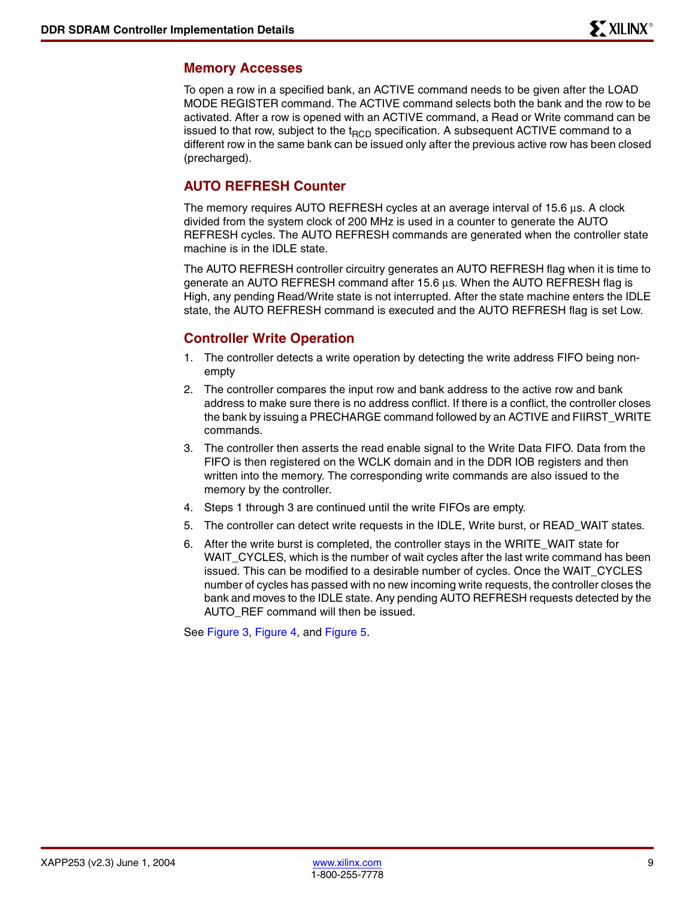## Memory Accesses

To open a row in a specified bank, an ACTIVE command needs to be given after the LOAD MODE REGISTER command. The ACTIVE command selects both the bank and the row to be activated. After a row is opened with an ACTIVE command, a Read or Write command can be issued to that row, subject to the $t_{RCD}$ specification. A subsequent ACTIVE command to a different row in the same bank can be issued only after the previous active row has been closed (precharged).

## AUTO REFRESH Counter

The memory requires AUTO REFRESH cycles at an average interval of 15.6 μs. A clock divided from the system clock of 200 MHz is used in a counter to generate the AUTO REFRESH cycles. The AUTO REFRESH commands are generated when the controller state machine is in the IDLE state.

The AUTO REFRESH controller circuitry generates an AUTO REFRESH flag when it is time to generate an AUTO REFRESH command after 15.6 μs. When the AUTO REFRESH flag is High, any pending Read/Write state is not interrupted. After the state machine enters the IDLE state, the AUTO REFRESH command is executed and the AUTO REFRESH flag is set Low.

## Controller Write Operation

1. The controller detects a write operation by detecting the write address FIFO being non-empty
2. The controller compares the input row and bank address to the active row and bank address to make sure there is no address conflict. If there is a conflict, the controller closes the bank by issuing a PRECHARGE command followed by an ACTIVE and FIIRST_WRITE commands.
3. The controller then asserts the read enable signal to the Write Data FIFO. Data from the FIFO is then registered on the WCLK domain and in the DDR IOB registers and then written into the memory. The corresponding write commands are also issued to the memory by the controller.
4. Steps 1 through 3 are continued until the write FIFOs are empty.
5. The controller can detect write requests in the IDLE, Write burst, or READ_WAIT states.
6. After the write burst is completed, the controller stays in the WRITE_WAIT state for WAIT_CYCLES, which is the number of wait cycles after the last write command has been issued. This can be modified to a desirable number of cycles. Once the WAIT_CYCLES number of cycles has passed with no new incoming write requests, the controller closes the bank and moves to the IDLE state. Any pending AUTO REFRESH requests detected by the AUTO_REF command will then be issued.

See Figure 3, Figure 4, and Figure 5.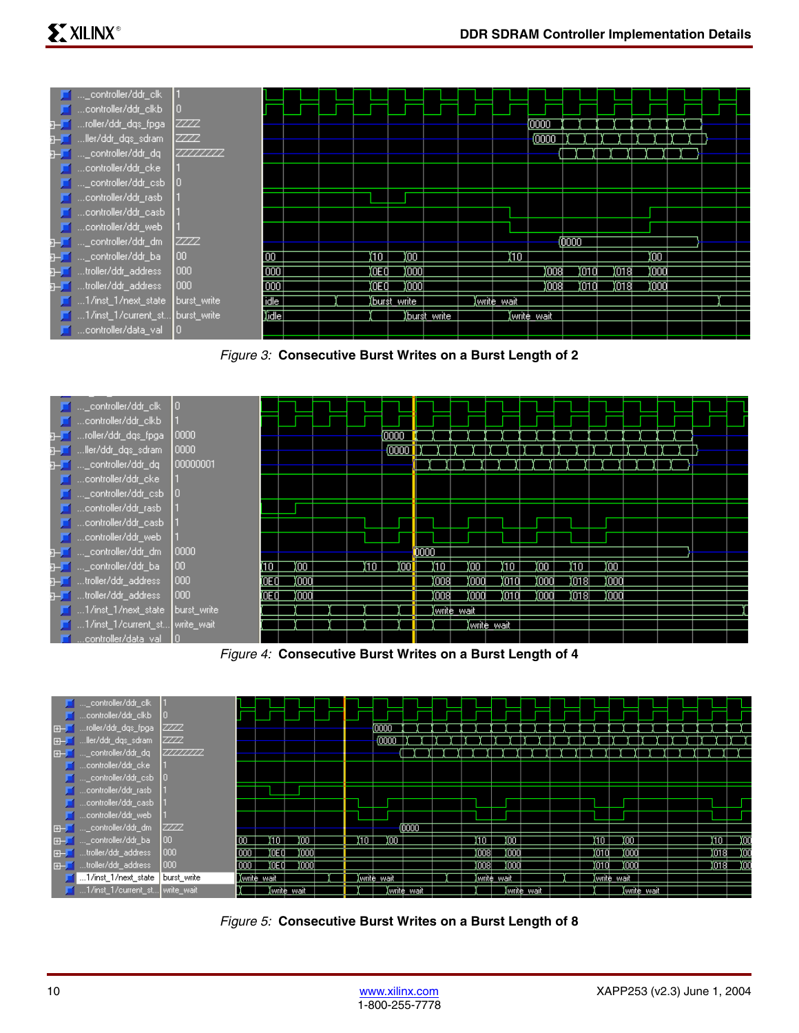Figure 3: **Consecutive Burst Writes on a Burst Length of 2**

Figure 4: **Consecutive Burst Writes on a Burst Length of 4**

Figure 5: **Consecutive Burst Writes on a Burst Length of 8**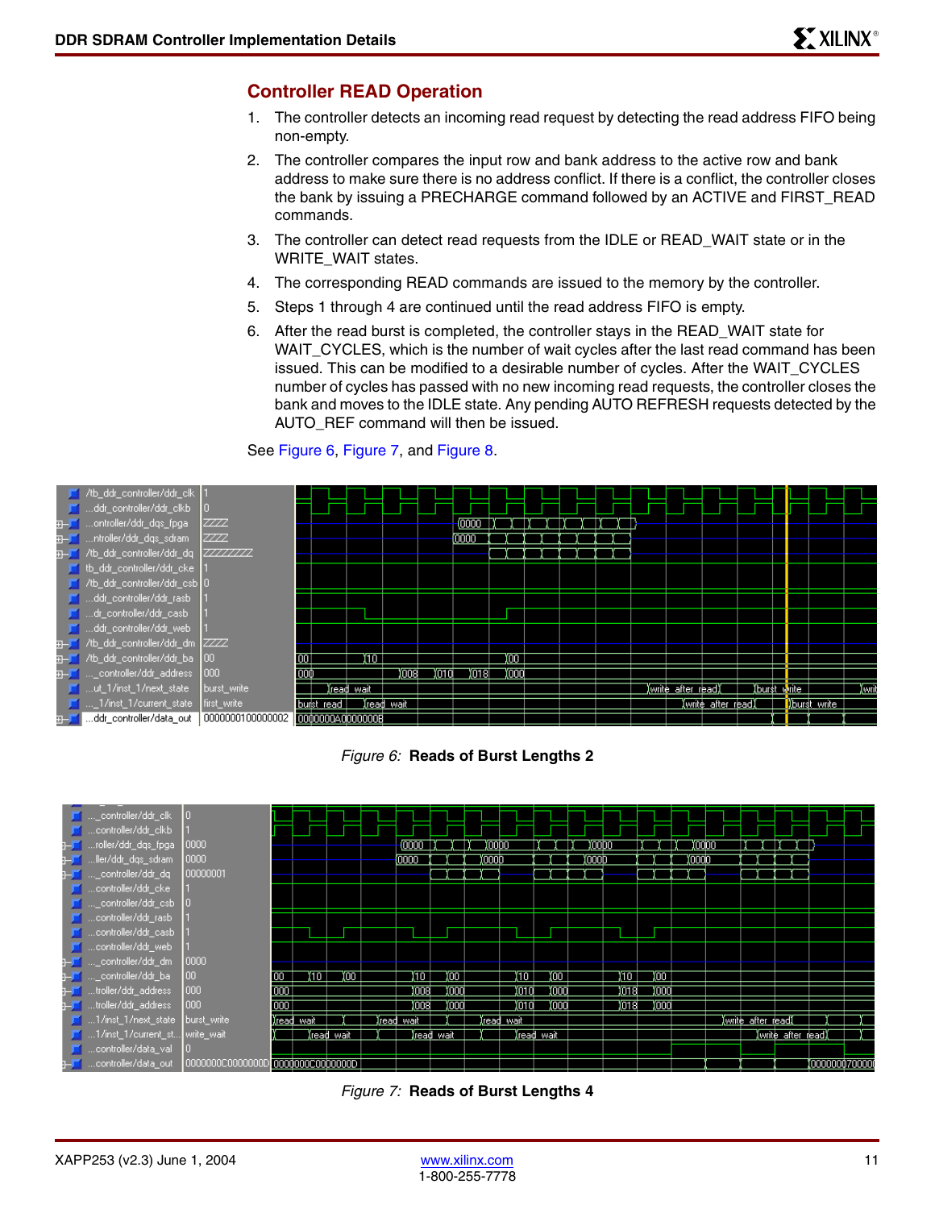## Controller READ Operation

1. The controller detects an incoming read request by detecting the read address FIFO being non-empty.
2. The controller compares the input row and bank address to the active row and bank address to make sure there is no address conflict. If there is a conflict, the controller closes the bank by issuing a PRECHARGE command followed by an ACTIVE and FIRST_READ commands.
3. The controller can detect read requests from the IDLE or READ_WAIT state or in the WRITE_WAIT states.
4. The corresponding READ commands are issued to the memory by the controller.
5. Steps 1 through 4 are continued until the read address FIFO is empty.
6. After the read burst is completed, the controller stays in the READ_WAIT state for WAIT_CYCLES, which is the number of wait cycles after the last read command has been issued. This can be modified to a desirable number of cycles. After the WAIT_CYCLES number of cycles has passed with no new incoming read requests, the controller closes the bank and moves to the IDLE state. Any pending AUTO REFRESH requests detected by the AUTO_REF command will then be issued.

See Figure 6, Figure 7, and Figure 8.

*Figure 6:* **Reads of Burst Lengths 2**

*Figure 7:* **Reads of Burst Lengths 4**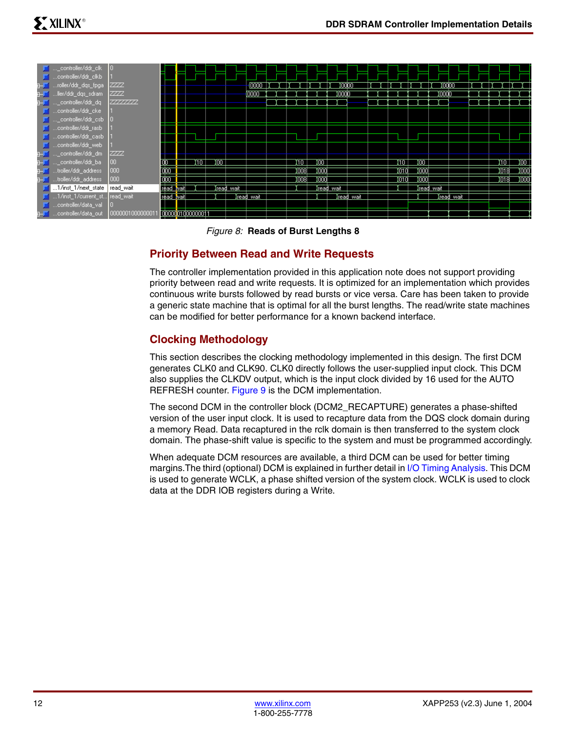*Figure 8:* **Reads of Burst Lengths 8**

## Priority Between Read and Write Requests

The controller implementation provided in this application note does not support providing priority between read and write requests. It is optimized for an implementation which provides continuous write bursts followed by read bursts or vice versa. Care has been taken to provide a generic state machine that is optimal for all the burst lengths. The read/write state machines can be modified for better performance for a known backend interface.

## Clocking Methodology

This section describes the clocking methodology implemented in this design. The first DCM generates CLK0 and CLK90. CLK0 directly follows the user-supplied input clock. This DCM also supplies the CLKDV output, which is the input clock divided by 16 used for the AUTO REFRESH counter. Figure 9 is the DCM implementation.

The second DCM in the controller block (DCM2_RECAPTURE) generates a phase-shifted version of the user input clock. It is used to recapture data from the DQS clock domain during a memory Read. Data recaptured in the rclk domain is then transferred to the system clock domain. The phase-shift value is specific to the system and must be programmed accordingly.

When adequate DCM resources are available, a third DCM can be used for better timing margins.The third (optional) DCM is explained in further detail in I/O Timing Analysis. This DCM is used to generate WCLK, a phase shifted version of the system clock. WCLK is used to clock data at the DDR IOB registers during a Write.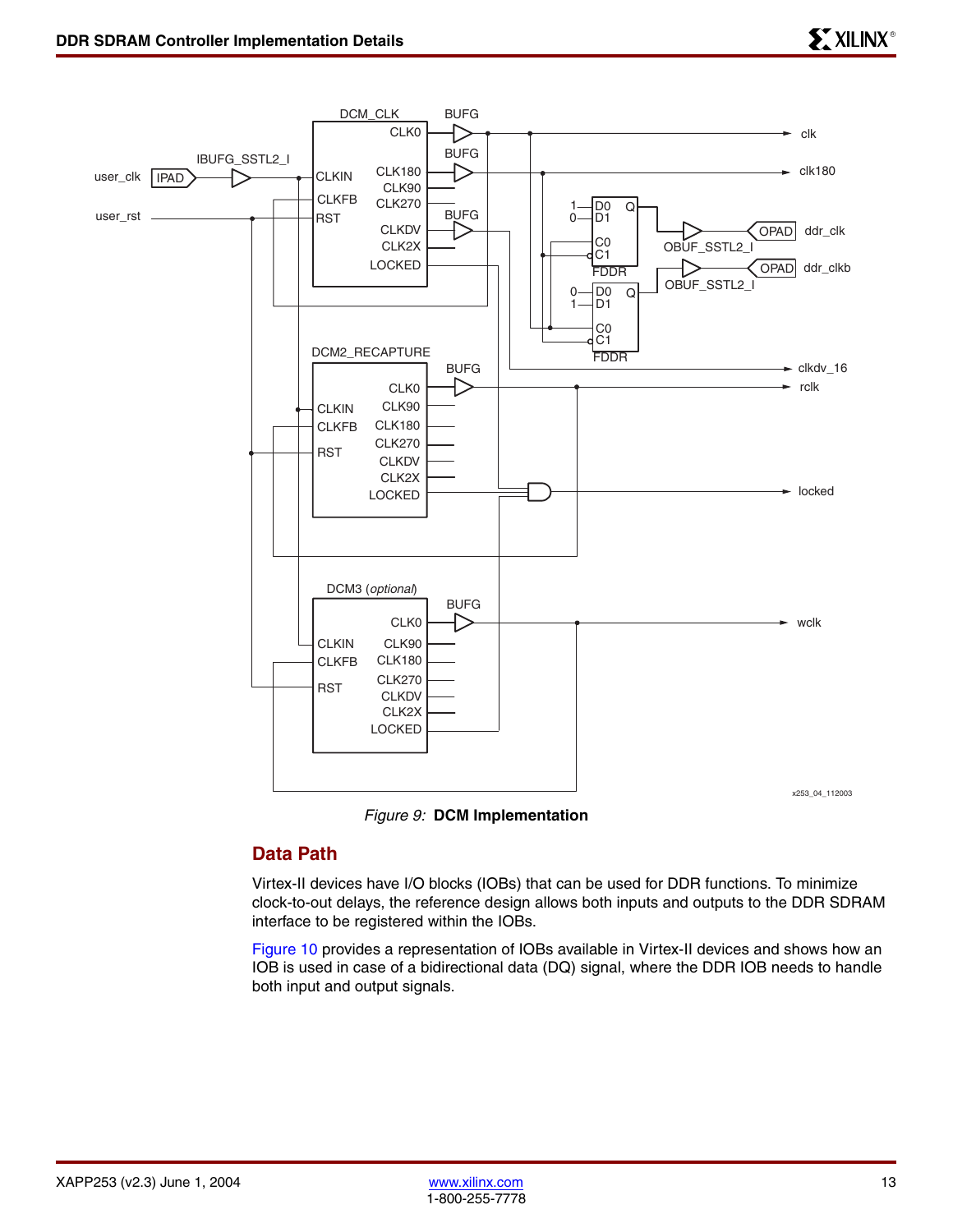Figure 9: **DCM Implementation**

## Data Path

Virtex-II devices have I/O blocks (IOBs) that can be used for DDR functions. To minimize clock-to-out delays, the reference design allows both inputs and outputs to the DDR SDRAM interface to be registered within the IOBs.

Figure 10 provides a representation of IOBs available in Virtex-II devices and shows how an IOB is used in case of a bidirectional data (DQ) signal, where the DDR IOB needs to handle both input and output signals.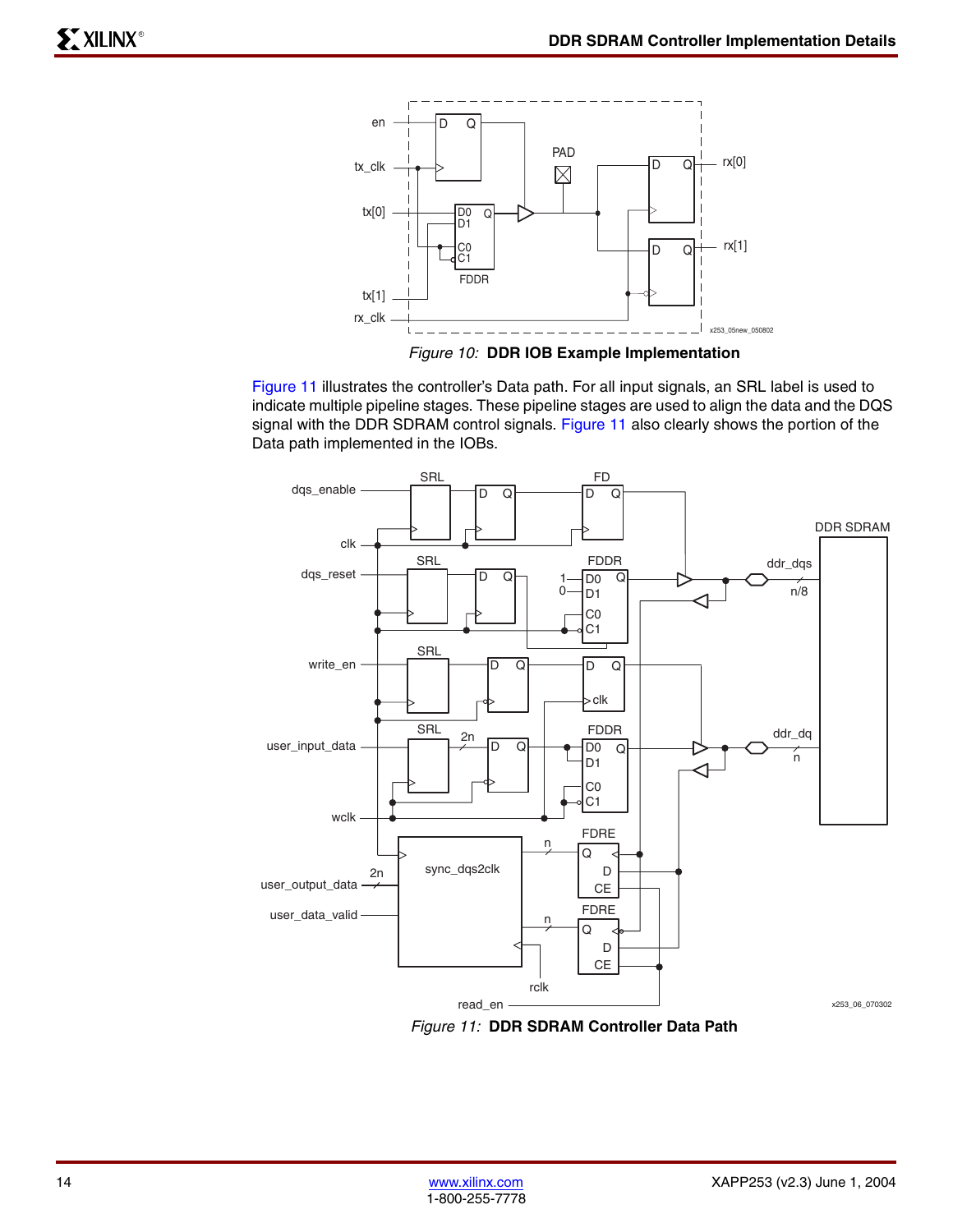*Figure 10:* **DDR IOB Example Implementation**

Figure 11 illustrates the controller's Data path. For all input signals, an SRL label is used to indicate multiple pipeline stages. These pipeline stages are used to align the data and the DQS signal with the DDR SDRAM control signals. Figure 11 also clearly shows the portion of the Data path implemented in the IOBs.

*Figure 11:* **DDR SDRAM Controller Data Path**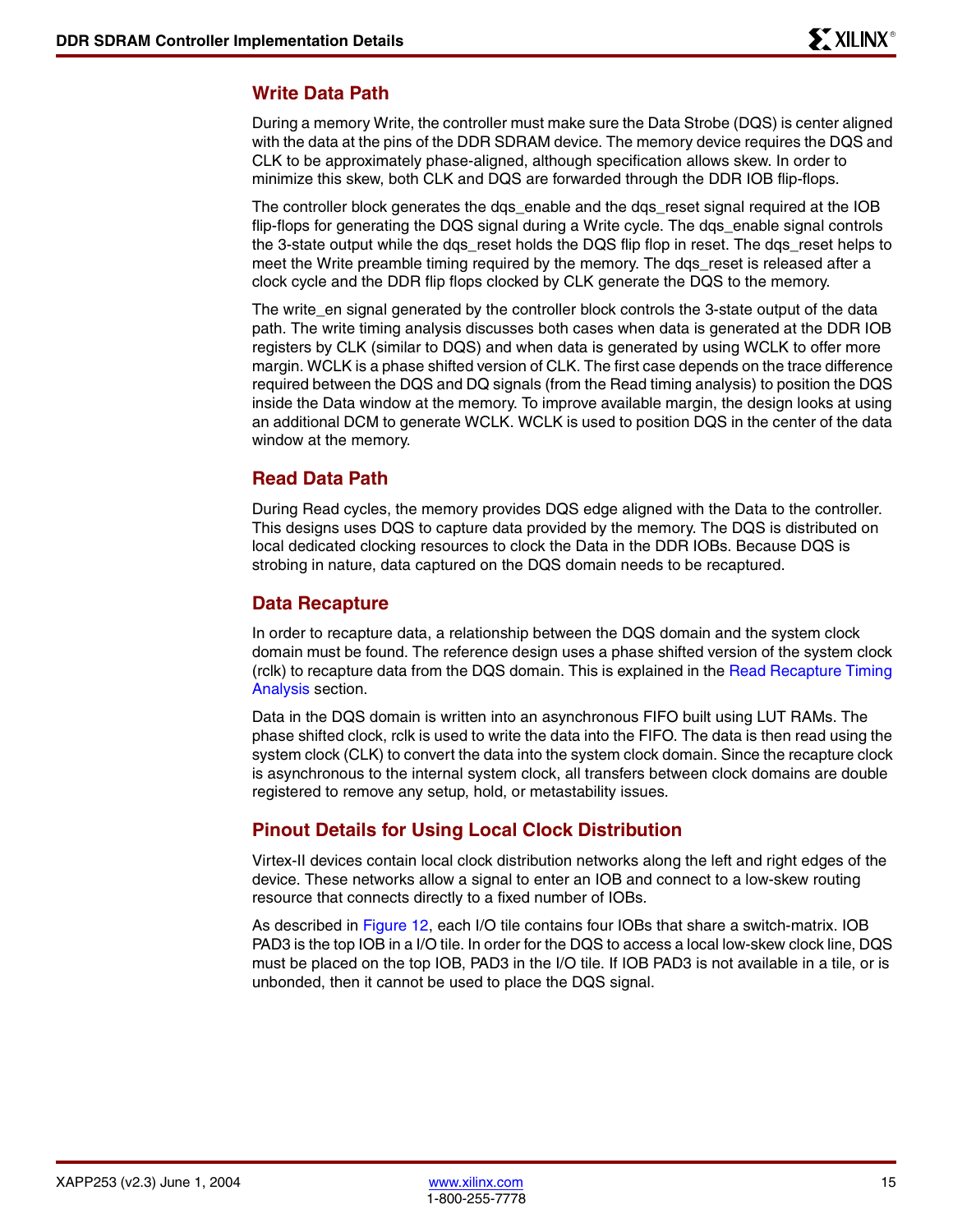### Write Data Path

During a memory Write, the controller must make sure the Data Strobe (DQS) is center aligned with the data at the pins of the DDR SDRAM device. The memory device requires the DQS and CLK to be approximately phase-aligned, although specification allows skew. In order to minimize this skew, both CLK and DQS are forwarded through the DDR IOB flip-flops.

The controller block generates the dqs_enable and the dqs_reset signal required at the IOB flip-flops for generating the DQS signal during a Write cycle. The dqs_enable signal controls the 3-state output while the dqs_reset holds the DQS flip flop in reset. The dqs_reset helps to meet the Write preamble timing required by the memory. The dqs_reset is released after a clock cycle and the DDR flip flops clocked by CLK generate the DQS to the memory.

The write_en signal generated by the controller block controls the 3-state output of the data path. The write timing analysis discusses both cases when data is generated at the DDR IOB registers by CLK (similar to DQS) and when data is generated by using WCLK to offer more margin. WCLK is a phase shifted version of CLK. The first case depends on the trace difference required between the DQS and DQ signals (from the Read timing analysis) to position the DQS inside the Data window at the memory. To improve available margin, the design looks at using an additional DCM to generate WCLK. WCLK is used to position DQS in the center of the data window at the memory.

### Read Data Path

During Read cycles, the memory provides DQS edge aligned with the Data to the controller. This designs uses DQS to capture data provided by the memory. The DQS is distributed on local dedicated clocking resources to clock the Data in the DDR IOBs. Because DQS is strobing in nature, data captured on the DQS domain needs to be recaptured.

### Data Recapture

In order to recapture data, a relationship between the DQS domain and the system clock domain must be found. The reference design uses a phase shifted version of the system clock (rclk) to recapture data from the DQS domain. This is explained in the Read Recapture Timing Analysis section.

Data in the DQS domain is written into an asynchronous FIFO built using LUT RAMs. The phase shifted clock, rclk is used to write the data into the FIFO. The data is then read using the system clock (CLK) to convert the data into the system clock domain. Since the recapture clock is asynchronous to the internal system clock, all transfers between clock domains are double registered to remove any setup, hold, or metastability issues.

### Pinout Details for Using Local Clock Distribution

Virtex-II devices contain local clock distribution networks along the left and right edges of the device. These networks allow a signal to enter an IOB and connect to a low-skew routing resource that connects directly to a fixed number of IOBs.

As described in Figure 12, each I/O tile contains four IOBs that share a switch-matrix. IOB PAD3 is the top IOB in a I/O tile. In order for the DQS to access a local low-skew clock line, DQS must be placed on the top IOB, PAD3 in the I/O tile. If IOB PAD3 is not available in a tile, or is unbonded, then it cannot be used to place the DQS signal.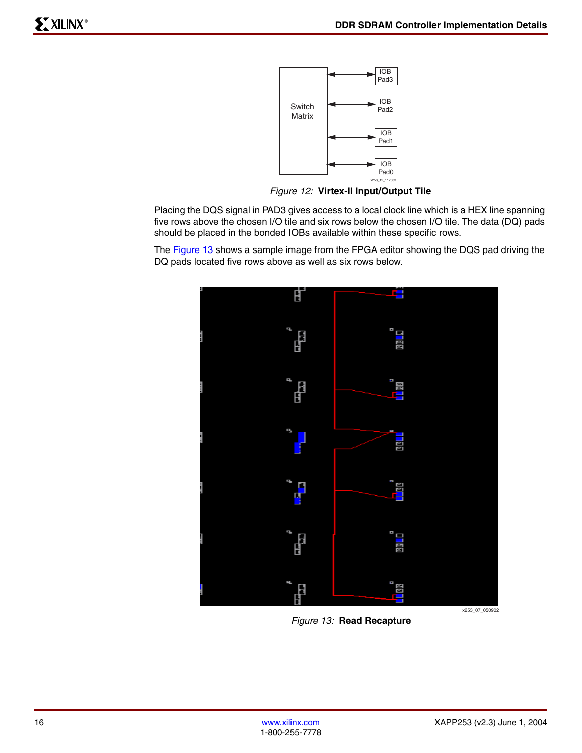Figure 12: **Virtex-II Input/Output Tile**

Placing the DQS signal in PAD3 gives access to a local clock line which is a HEX line spanning five rows above the chosen I/O tile and six rows below the chosen I/O tile. The data (DQ) pads should be placed in the bonded IOBs available within these specific rows.

The Figure 13 shows a sample image from the FPGA editor showing the DQS pad driving the DQ pads located five rows above as well as six rows below.

Figure 13: **Read Recapture**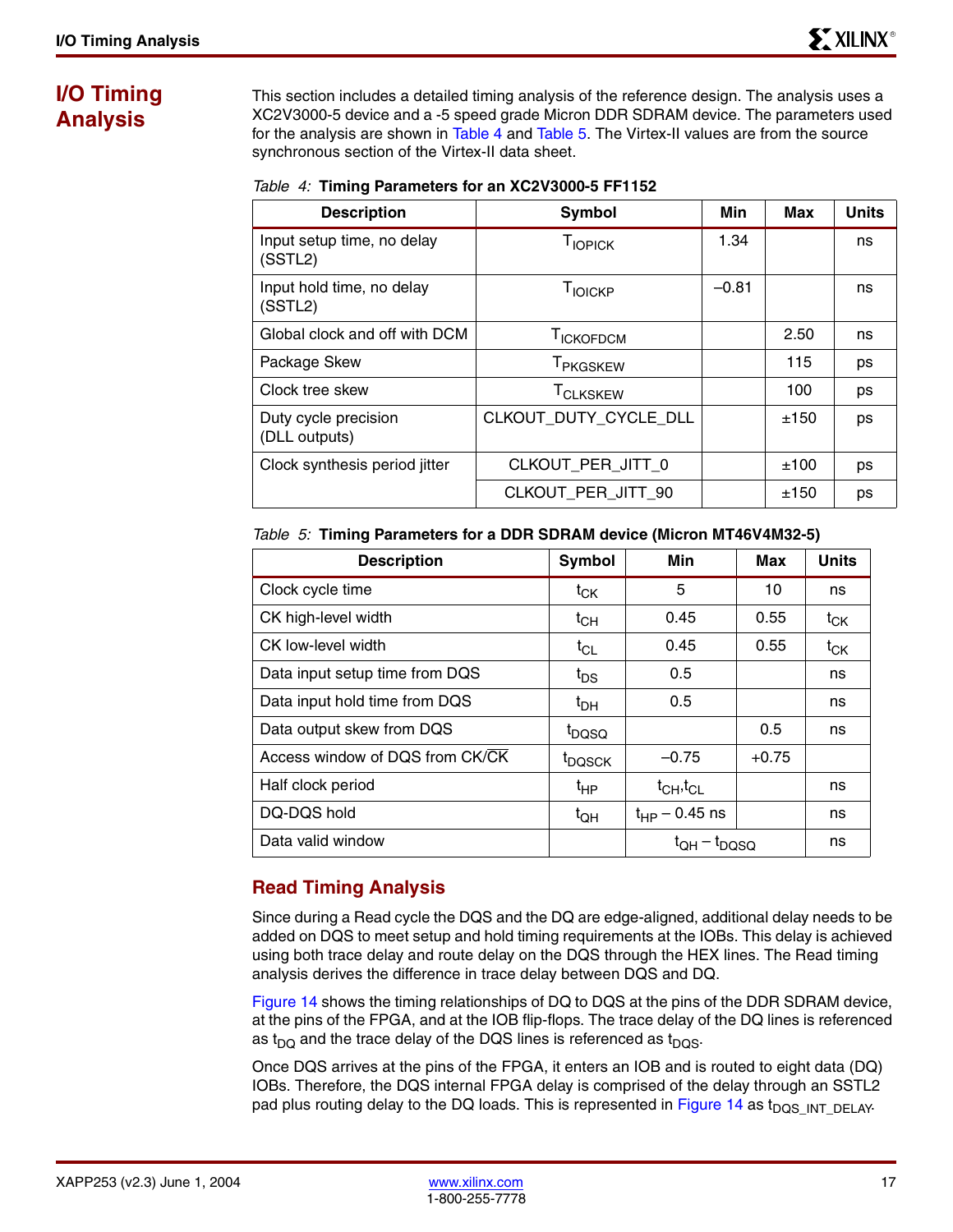# I/O Timing Analysis

This section includes a detailed timing analysis of the reference design. The analysis uses a XC2V3000-5 device and a -5 speed grade Micron DDR SDRAM device. The parameters used for the analysis are shown in Table 4 and Table 5. The Virtex-II values are from the source synchronous section of the Virtex-II data sheet.

*Table 4:* **Timing Parameters for an XC2V3000-5 FF1152**

| Description | Symbol | Min | Max | Units |
|---|---|---|---|---|
| Input setup time, no delay (SSTL2) | $T_{IOPICK}$ | 1.34 | | ns |
| Input hold time, no delay (SSTL2) | $T_{IOICKP}$ | –0.81 | | ns |
| Global clock and off with DCM | $T_{ICKOFDCM}$ | | 2.50 | ns |
| Package Skew | $T_{PKGSKEW}$ | | 115 | ps |
| Clock tree skew | $T_{CLKSKEW}$ | | 100 | ps |
| Duty cycle precision (DLL outputs) | CLKOUT_DUTY_CYCLE_DLL | | ±150 | ps |
| Clock synthesis period jitter | CLKOUT_PER_JITT_0 | | ±100 | ps |
| | CLKOUT_PER_JITT_90 | | ±150 | ps |

*Table 5:* **Timing Parameters for a DDR SDRAM device (Micron MT46V4M32-5)**

| Description | Symbol | Min | Max | Units |
|---|---|---|---|---|
| Clock cycle time | $t_{CK}$ | 5 | 10 | ns |
| CK high-level width | $t_{CH}$ | 0.45 | 0.55 | $t_{CK}$ |
| CK low-level width | $t_{CL}$ | 0.45 | 0.55 | $t_{CK}$ |
| Data input setup time from DQS | $t_{DS}$ | 0.5 | | ns |
| Data input hold time from DQS | $t_{DH}$ | 0.5 | | ns |
| Data output skew from DQS | $t_{DQSQ}$ | | 0.5 | ns |
| Access window of DQS from CK/$\overline{CK}$ | $t_{DQSCK}$ | –0.75 | +0.75 | |
| Half clock period | $t_{HP}$ | $t_{CH}$,$t_{CL}$ | | ns |
| DQ-DQS hold | $t_{QH}$ | $t_{HP}$ – 0.45 ns | | ns |
| Data valid window | | $t_{QH} - t_{DQSQ}$ | | ns |

## Read Timing Analysis

Since during a Read cycle the DQS and the DQ are edge-aligned, additional delay needs to be added on DQS to meet setup and hold timing requirements at the IOBs. This delay is achieved using both trace delay and route delay on the DQS through the HEX lines. The Read timing analysis derives the difference in trace delay between DQS and DQ.

Figure 14 shows the timing relationships of DQ to DQS at the pins of the DDR SDRAM device, at the pins of the FPGA, and at the IOB flip-flops. The trace delay of the DQ lines is referenced as $t_{DQ}$ and the trace delay of the DQS lines is referenced as $t_{DQS}$.

Once DQS arrives at the pins of the FPGA, it enters an IOB and is routed to eight data (DQ) IOBs. Therefore, the DQS internal FPGA delay is comprised of the delay through an SSTL2 pad plus routing delay to the DQ loads. This is represented in Figure 14 as $t_{DQS\_INT\_DELAY}$.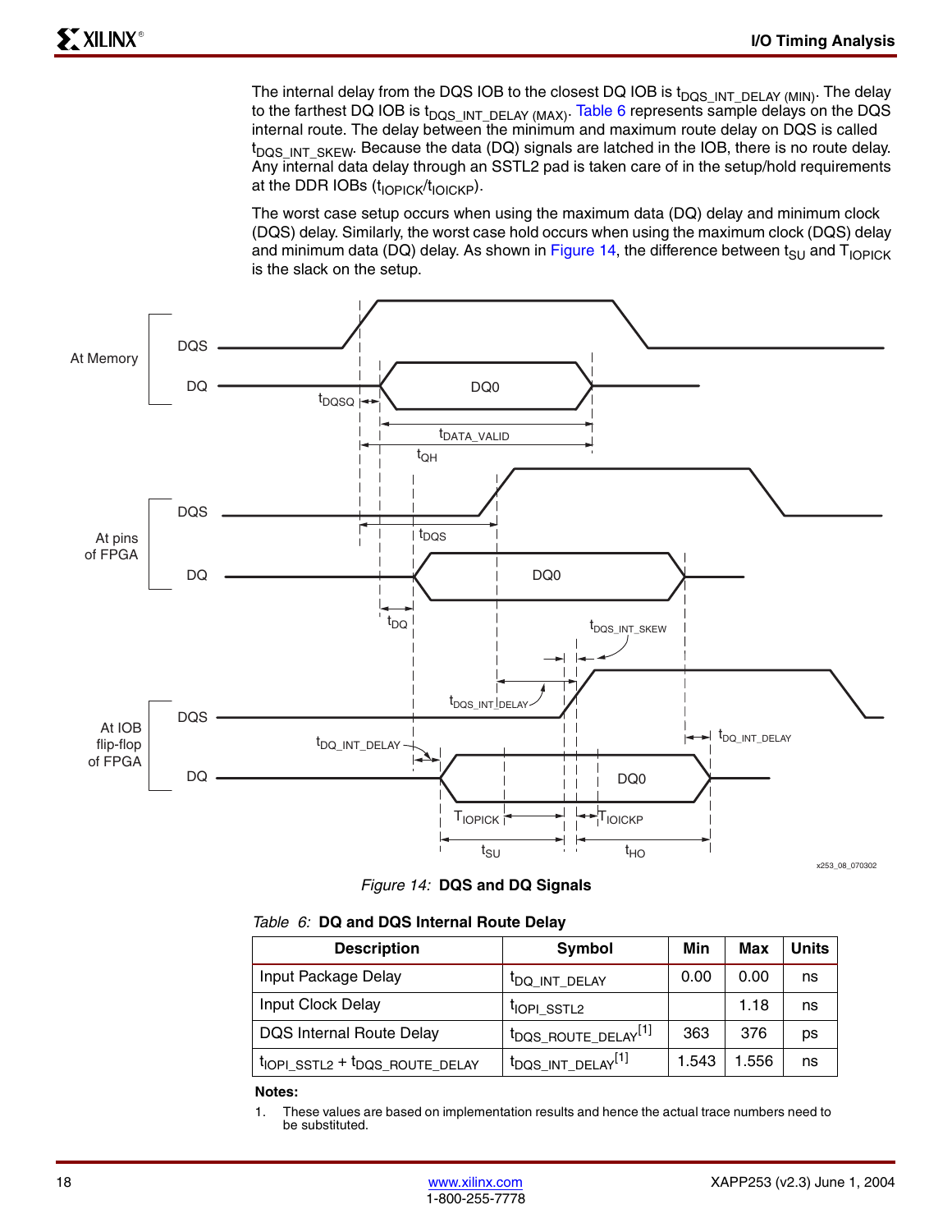The internal delay from the DQS IOB to the closest DQ IOB is $t_{DQS\_INT\_DELAY\ (MIN)}$. The delay to the farthest DQ IOB is $t_{DQS\_INT\_DELAY\ (MAX)}$. Table 6 represents sample delays on the DQS internal route. The delay between the minimum and maximum route delay on DQS is called $t_{DQS\_INT\_SKEW}$. Because the data (DQ) signals are latched in the IOB, there is no route delay. Any internal data delay through an SSTL2 pad is taken care of in the setup/hold requirements at the DDR IOBs ($t_{IOPICK}/t_{IOICKP}$).

The worst case setup occurs when using the maximum data (DQ) delay and minimum clock (DQS) delay. Similarly, the worst case hold occurs when using the maximum clock (DQS) delay and minimum data (DQ) delay. As shown in Figure 14, the difference between $t_{SU}$ and $T_{IOPICK}$ is the slack on the setup.

*Figure 14:* **DQS and DQ Signals**

*Table 6:* **DQ and DQS Internal Route Delay**

| Description | Symbol | Min | Max | Units |
|---|---|---|---|---|
| Input Package Delay | $t_{DQ\_INT\_DELAY}$ | 0.00 | 0.00 | ns |
| Input Clock Delay | $t_{IOPI\_SSTL2}$ | | 1.18 | ns |
| DQS Internal Route Delay | $t_{DQS\_ROUTE\_DELAY}$[1] | 363 | 376 | ps |
| $t_{IOPI\_SSTL2} + t_{DQS\_ROUTE\_DELAY}$ | $t_{DQS\_INT\_DELAY}$[1] | 1.543 | 1.556 | ns |

**Notes:**

1. These values are based on implementation results and hence the actual trace numbers need to be substituted.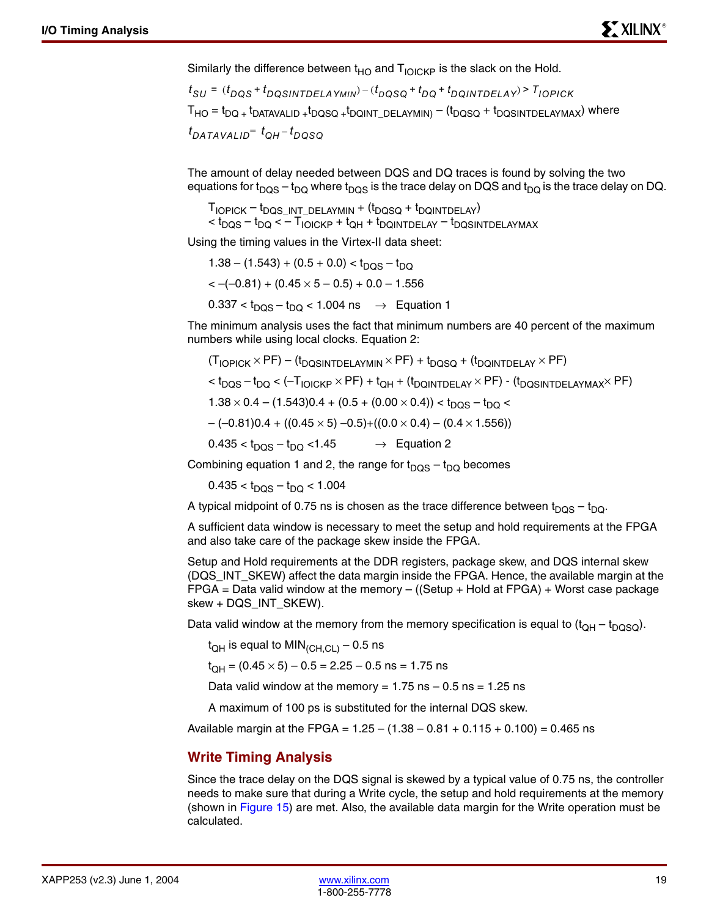Similarly the difference between $t_{HO}$ and $T_{IOICKP}$ is the slack on the Hold.

$$t_{SU} = (t_{DQS} + t_{DQSINTDELAYMIN}) - (t_{DQSQ} + t_{DQ} + t_{DQINTDELAY}) > T_{IOPICK}$$

$T_{HO} = t_{DQ} + t_{DATAVALID} + t_{DQSQ} + t_{DQINT\_DELAYMIN)} - (t_{DQSQ} + t_{DQSINTDELAYMAX})$ where

$$t_{DATAVALID} = t_{QH} - t_{DQSQ}$$

The amount of delay needed between DQS and DQ traces is found by solving the two equations for $t_{DQS} - t_{DQ}$ where $t_{DQS}$ is the trace delay on DQS and $t_{DQ}$ is the trace delay on DQ.

$$T_{IOPICK} - t_{DQS\_INT\_DELAYMIN} + (t_{DQSQ} + t_{DQINTDELAY})$$
$$< t_{DQS} - t_{DQ} < - T_{IOICKP} + t_{QH} + t_{DQINTDELAY} - t_{DQSINTDELAYMAX}$$

Using the timing values in the Virtex-II data sheet:

$$1.38 - (1.543) + (0.5 + 0.0) < t_{DQS} - t_{DQ}$$

$$< -(-0.81) + (0.45 \times 5 - 0.5) + 0.0 - 1.556$$

$$0.337 < t_{DQS} - t_{DQ} < 1.004 \text{ ns} \quad \rightarrow \quad \text{Equation 1}$$

The minimum analysis uses the fact that minimum numbers are 40 percent of the maximum numbers while using local clocks. Equation 2:

$$(T_{IOPICK} \times PF) - (t_{DQSINTDELAYMIN} \times PF) + t_{DQSQ} + (t_{DQINTDELAY} \times PF)$$

$$< t_{DQS} - t_{DQ} < (-T_{IOICKP} \times PF) + t_{QH} + (t_{DQINTDELAY} \times PF) - (t_{DQSINTDELAYMAX} \times PF)$$

$$1.38 \times 0.4 - (1.543)0.4 + (0.5 + (0.00 \times 0.4)) < t_{DQS} - t_{DQ} <$$

$$-(-0.81)0.4 + ((0.45 \times 5) - 0.5) + ((0.0 \times 0.4) - (0.4 \times 1.556))$$

$$0.435 < t_{DQS} - t_{DQ} < 1.45 \quad \rightarrow \quad \text{Equation 2}$$

Combining equation 1 and 2, the range for $t_{DQS} - t_{DQ}$ becomes

$$0.435 < t_{DQS} - t_{DQ} < 1.004$$

A typical midpoint of 0.75 ns is chosen as the trace difference between $t_{DQS} - t_{DQ}$.

A sufficient data window is necessary to meet the setup and hold requirements at the FPGA and also take care of the package skew inside the FPGA.

Setup and Hold requirements at the DDR registers, package skew, and DQS internal skew (DQS_INT_SKEW) affect the data margin inside the FPGA. Hence, the available margin at the FPGA = Data valid window at the memory – ((Setup + Hold at FPGA) + Worst case package skew + DQS_INT_SKEW).

Data valid window at the memory from the memory specification is equal to ($t_{QH} - t_{DQSQ}$).

$t_{QH}$ is equal to $MIN_{(CH,CL)} - 0.5$ ns

$t_{QH} = (0.45 \times 5) - 0.5 = 2.25 - 0.5 \text{ ns} = 1.75 \text{ ns}$

Data valid window at the memory = 1.75 ns – 0.5 ns = 1.25 ns

A maximum of 100 ps is substituted for the internal DQS skew.

Available margin at the FPGA = 1.25 – (1.38 – 0.81 + 0.115 + 0.100) = 0.465 ns

## Write Timing Analysis

Since the trace delay on the DQS signal is skewed by a typical value of 0.75 ns, the controller needs to make sure that during a Write cycle, the setup and hold requirements at the memory (shown in Figure 15) are met. Also, the available data margin for the Write operation must be calculated.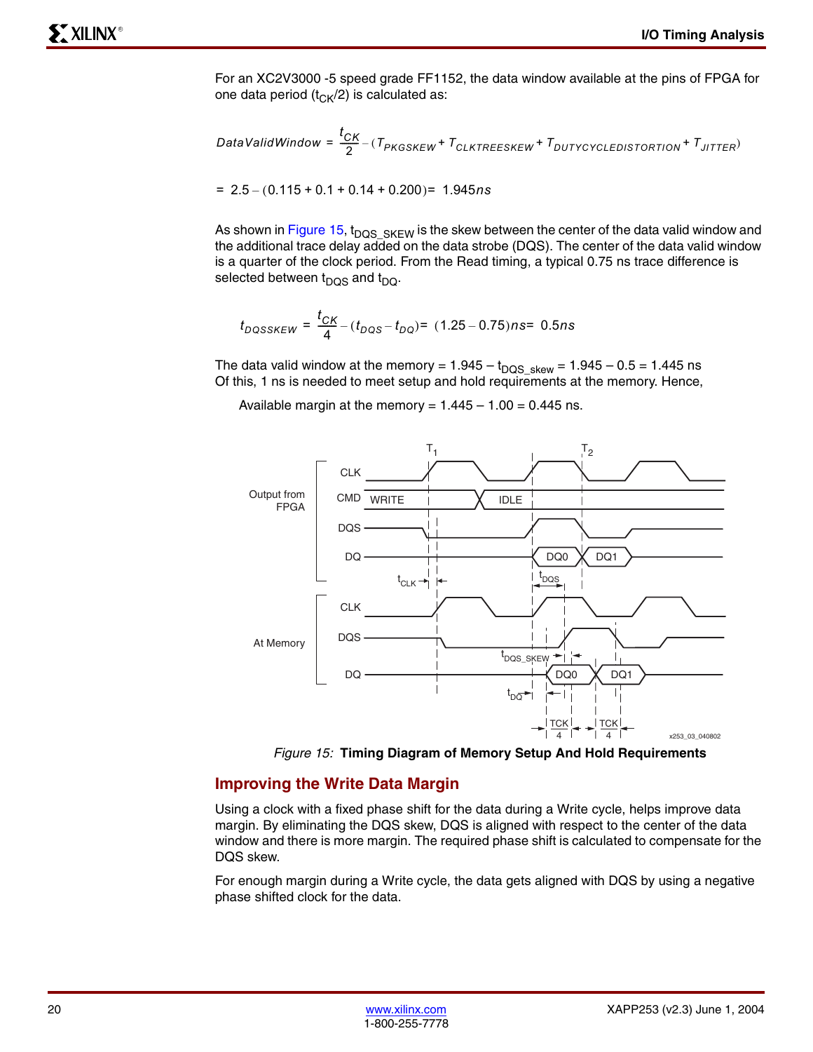For an XC2V3000 -5 speed grade FF1152, the data window available at the pins of FPGA for one data period ($t_{CK}/2$) is calculated as:

$$DataValidWindow = \frac{t_{CK}}{2} - (T_{PKGSKEW} + T_{CLKTREESKEW} + T_{DUTYCYCLEDISTORTION} + T_{JITTER})$$

$$= 2.5 - (0.115 + 0.1 + 0.14 + 0.200) = 1.945ns$$

As shown in Figure 15, $t_{DQS\_SKEW}$ is the skew between the center of the data valid window and the additional trace delay added on the data strobe (DQS). The center of the data valid window is a quarter of the clock period. From the Read timing, a typical 0.75 ns trace difference is selected between $t_{DQS}$ and $t_{DQ}$.

$$t_{DQSSKEW} = \frac{t_{CK}}{4} - (t_{DQS} - t_{DQ}) = (1.25 - 0.75)ns = 0.5ns$$

The data valid window at the memory = 1.945 – $t_{DQS\_skew}$ = 1.945 – 0.5 = 1.445 ns
Of this, 1 ns is needed to meet setup and hold requirements at the memory. Hence,

Available margin at the memory = 1.445 – 1.00 = 0.445 ns.

*Figure 15:* **Timing Diagram of Memory Setup And Hold Requirements**

## Improving the Write Data Margin

Using a clock with a fixed phase shift for the data during a Write cycle, helps improve data margin. By eliminating the DQS skew, DQS is aligned with respect to the center of the data window and there is more margin. The required phase shift is calculated to compensate for the DQS skew.

For enough margin during a Write cycle, the data gets aligned with DQS by using a negative phase shifted clock for the data.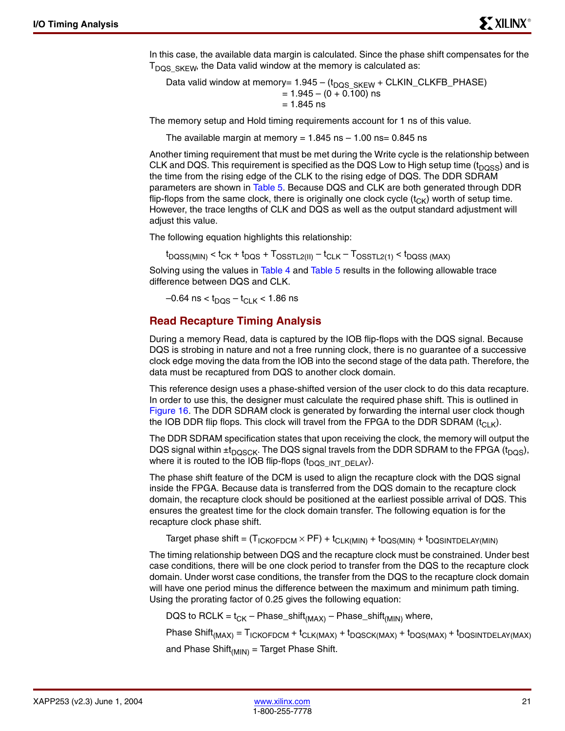In this case, the available data margin is calculated. Since the phase shift compensates for the $T_{DQS\_SKEW}$, the Data valid window at the memory is calculated as:

$$\begin{aligned}\text{Data valid window at memory} &= 1.945 - (t_{DQS\_SKEW} + \text{CLKIN\_CLKFB\_PHASE}) \\ &= 1.945 - (0 + 0.100)\text{ ns} \\ &= 1.845\text{ ns}\end{aligned}$$

The memory setup and Hold timing requirements account for 1 ns of this value.

The available margin at memory = 1.845 ns – 1.00 ns= 0.845 ns

Another timing requirement that must be met during the Write cycle is the relationship between CLK and DQS. This requirement is specified as the DQS Low to High setup time ($t_{DQSS}$) and is the time from the rising edge of the CLK to the rising edge of DQS. The DDR SDRAM parameters are shown in Table 5. Because DQS and CLK are both generated through DDR flip-flops from the same clock, there is originally one clock cycle ($t_{CK}$) worth of setup time. However, the trace lengths of CLK and DQS as well as the output standard adjustment will adjust this value.

The following equation highlights this relationship:

$$t_{DQSS(MIN)} < t_{CK} + t_{DQS} + T_{OSSTL2(II)} - t_{CLK} - T_{OSSTL2(1)} < t_{DQSS\ (MAX)}$$

Solving using the values in Table 4 and Table 5 results in the following allowable trace difference between DQS and CLK.

$$-0.64\text{ ns} < t_{DQS} - t_{CLK} < 1.86\text{ ns}$$

## Read Recapture Timing Analysis

During a memory Read, data is captured by the IOB flip-flops with the DQS signal. Because DQS is strobing in nature and not a free running clock, there is no guarantee of a successive clock edge moving the data from the IOB into the second stage of the data path. Therefore, the data must be recaptured from DQS to another clock domain.

This reference design uses a phase-shifted version of the user clock to do this data recapture. In order to use this, the designer must calculate the required phase shift. This is outlined in Figure 16. The DDR SDRAM clock is generated by forwarding the internal user clock though the IOB DDR flip flops. This clock will travel from the FPGA to the DDR SDRAM ($t_{CLK}$).

The DDR SDRAM specification states that upon receiving the clock, the memory will output the DQS signal within $\pm t_{DQSCK}$. The DQS signal travels from the DDR SDRAM to the FPGA ($t_{DQS}$), where it is routed to the IOB flip-flops ($t_{DQS\_INT\_DELAY}$).

The phase shift feature of the DCM is used to align the recapture clock with the DQS signal inside the FPGA. Because data is transferred from the DQS domain to the recapture clock domain, the recapture clock should be positioned at the earliest possible arrival of DQS. This ensures the greatest time for the clock domain transfer. The following equation is for the recapture clock phase shift.

$$\text{Target phase shift} = (T_{ICKOFDCM} \times PF) + t_{CLK(MIN)} + t_{DQS(MIN)} + t_{DQSINTDELAY(MIN)}$$

The timing relationship between DQS and the recapture clock must be constrained. Under best case conditions, there will be one clock period to transfer from the DQS to the recapture clock domain. Under worst case conditions, the transfer from the DQS to the recapture clock domain will have one period minus the difference between the maximum and minimum path timing. Using the prorating factor of 0.25 gives the following equation:

$$\text{DQS to RCLK} = t_{CK} - \text{Phase\_shift}_{(MAX)} - \text{Phase\_shift}_{(MIN)} \text{ where,}$$

$$\text{Phase Shift}_{(MAX)} = T_{ICKOFDCM} + t_{CLK(MAX)} + t_{DQSCK(MAX)} + t_{DQS(MAX)} + t_{DQSINTDELAY(MAX)}$$

and $\text{Phase Shift}_{(MIN)}$ = Target Phase Shift.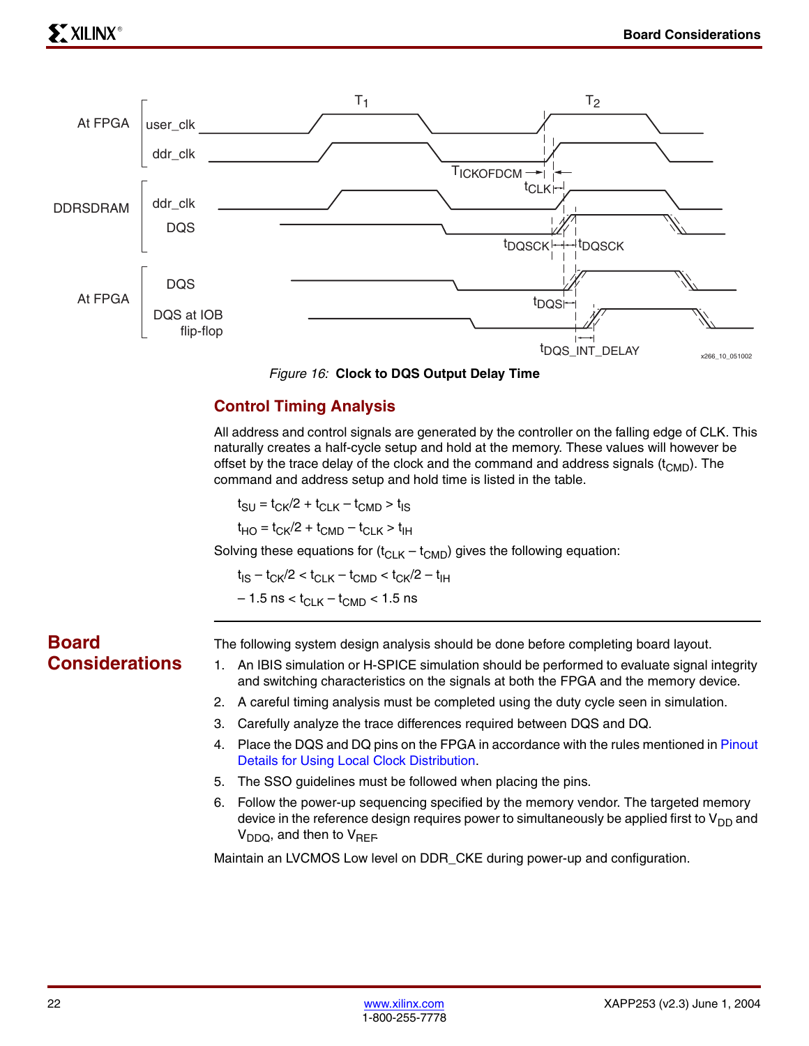Figure 16: **Clock to DQS Output Delay Time**

## Control Timing Analysis

All address and control signals are generated by the controller on the falling edge of CLK. This naturally creates a half-cycle setup and hold at the memory. These values will however be offset by the trace delay of the clock and the command and address signals ($t_{CMD}$). The command and address setup and hold time is listed in the table.

$$t_{SU} = t_{CK}/2 + t_{CLK} - t_{CMD} > t_{IS}$$

$$t_{HO} = t_{CK}/2 + t_{CMD} - t_{CLK} > t_{IH}$$

Solving these equations for ($t_{CLK} - t_{CMD}$) gives the following equation:

$$t_{IS} - t_{CK}/2 < t_{CLK} - t_{CMD} < t_{CK}/2 - t_{IH}$$

$$-1.5 \text{ ns} < t_{CLK} - t_{CMD} < 1.5 \text{ ns}$$

## Board Considerations

The following system design analysis should be done before completing board layout.

1. An IBIS simulation or H-SPICE simulation should be performed to evaluate signal integrity and switching characteristics on the signals at both the FPGA and the memory device.
2. A careful timing analysis must be completed using the duty cycle seen in simulation.
3. Carefully analyze the trace differences required between DQS and DQ.
4. Place the DQS and DQ pins on the FPGA in accordance with the rules mentioned in Pinout Details for Using Local Clock Distribution.
5. The SSO guidelines must be followed when placing the pins.
6. Follow the power-up sequencing specified by the memory vendor. The targeted memory device in the reference design requires power to simultaneously be applied first to $V_{DD}$ and $V_{DDQ}$, and then to $V_{REF}$.

Maintain an LVCMOS Low level on DDR_CKE during power-up and configuration.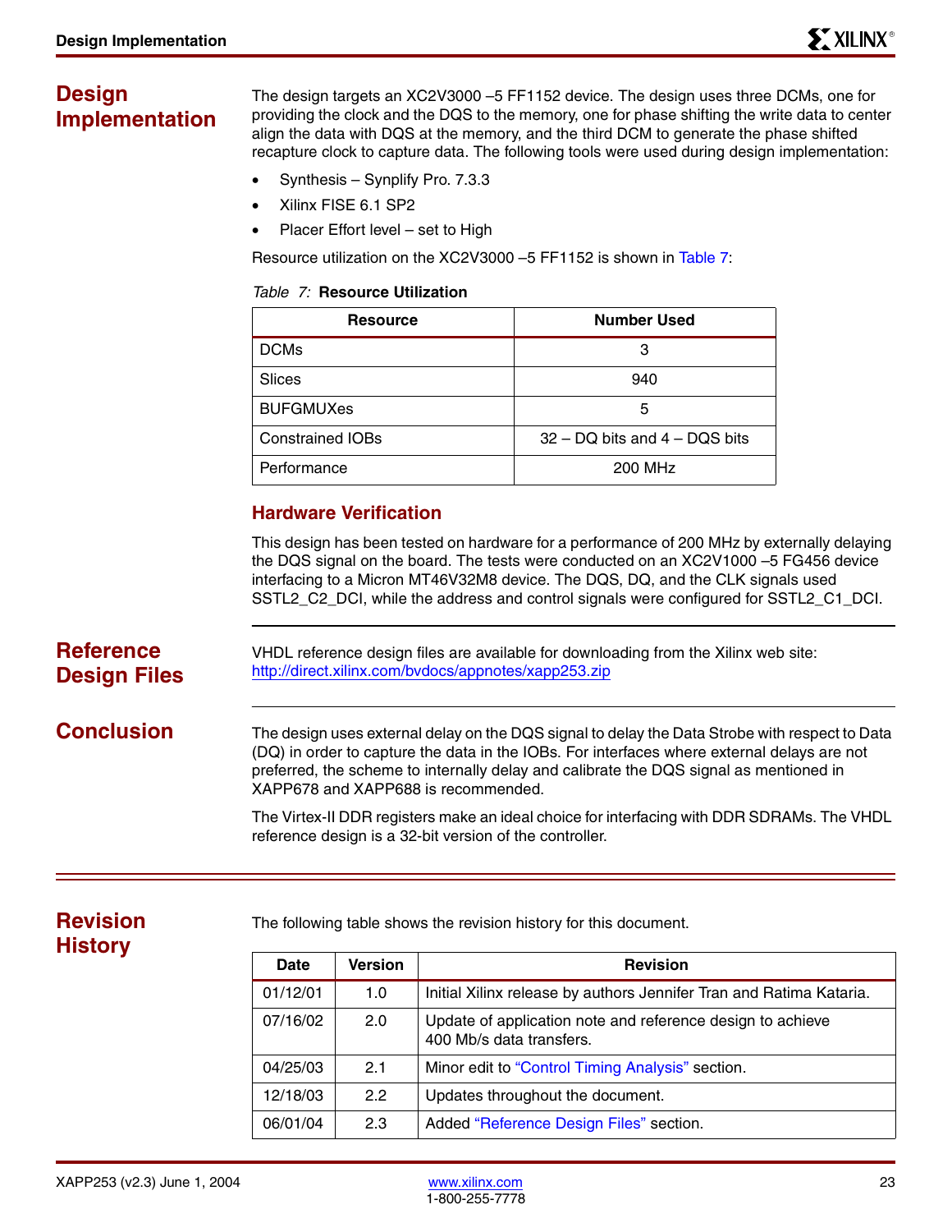## Design Implementation

The design targets an XC2V3000 –5 FF1152 device. The design uses three DCMs, one for providing the clock and the DQS to the memory, one for phase shifting the write data to center align the data with DQS at the memory, and the third DCM to generate the phase shifted recapture clock to capture data. The following tools were used during design implementation:

- Synthesis – Synplify Pro. 7.3.3
- Xilinx FISE 6.1 SP2
- Placer Effort level – set to High

Resource utilization on the XC2V3000 –5 FF1152 is shown in Table 7:

*Table 7:* **Resource Utilization**

| Resource | Number Used |
|---|---|
| DCMs | 3 |
| Slices | 940 |
| BUFGMUXes | 5 |
| Constrained IOBs | 32 – DQ bits and 4 – DQS bits |
| Performance | 200 MHz |

### Hardware Verification

This design has been tested on hardware for a performance of 200 MHz by externally delaying the DQS signal on the board. The tests were conducted on an XC2V1000 –5 FG456 device interfacing to a Micron MT46V32M8 device. The DQS, DQ, and the CLK signals used SSTL2_C2_DCI, while the address and control signals were configured for SSTL2_C1_DCI.

## Reference Design Files

VHDL reference design files are available for downloading from the Xilinx web site: http://direct.xilinx.com/bvdocs/appnotes/xapp253.zip

## Conclusion

The design uses external delay on the DQS signal to delay the Data Strobe with respect to Data (DQ) in order to capture the data in the IOBs. For interfaces where external delays are not preferred, the scheme to internally delay and calibrate the DQS signal as mentioned in XAPP678 and XAPP688 is recommended.

The Virtex-II DDR registers make an ideal choice for interfacing with DDR SDRAMs. The VHDL reference design is a 32-bit version of the controller.

## Revision History

The following table shows the revision history for this document.

| Date | Version | Revision |
|---|---|---|
| 01/12/01 | 1.0 | Initial Xilinx release by authors Jennifer Tran and Ratima Kataria. |
| 07/16/02 | 2.0 | Update of application note and reference design to achieve 400 Mb/s data transfers. |
| 04/25/03 | 2.1 | Minor edit to "Control Timing Analysis" section. |
| 12/18/03 | 2.2 | Updates throughout the document. |
| 06/01/04 | 2.3 | Added "Reference Design Files" section. |